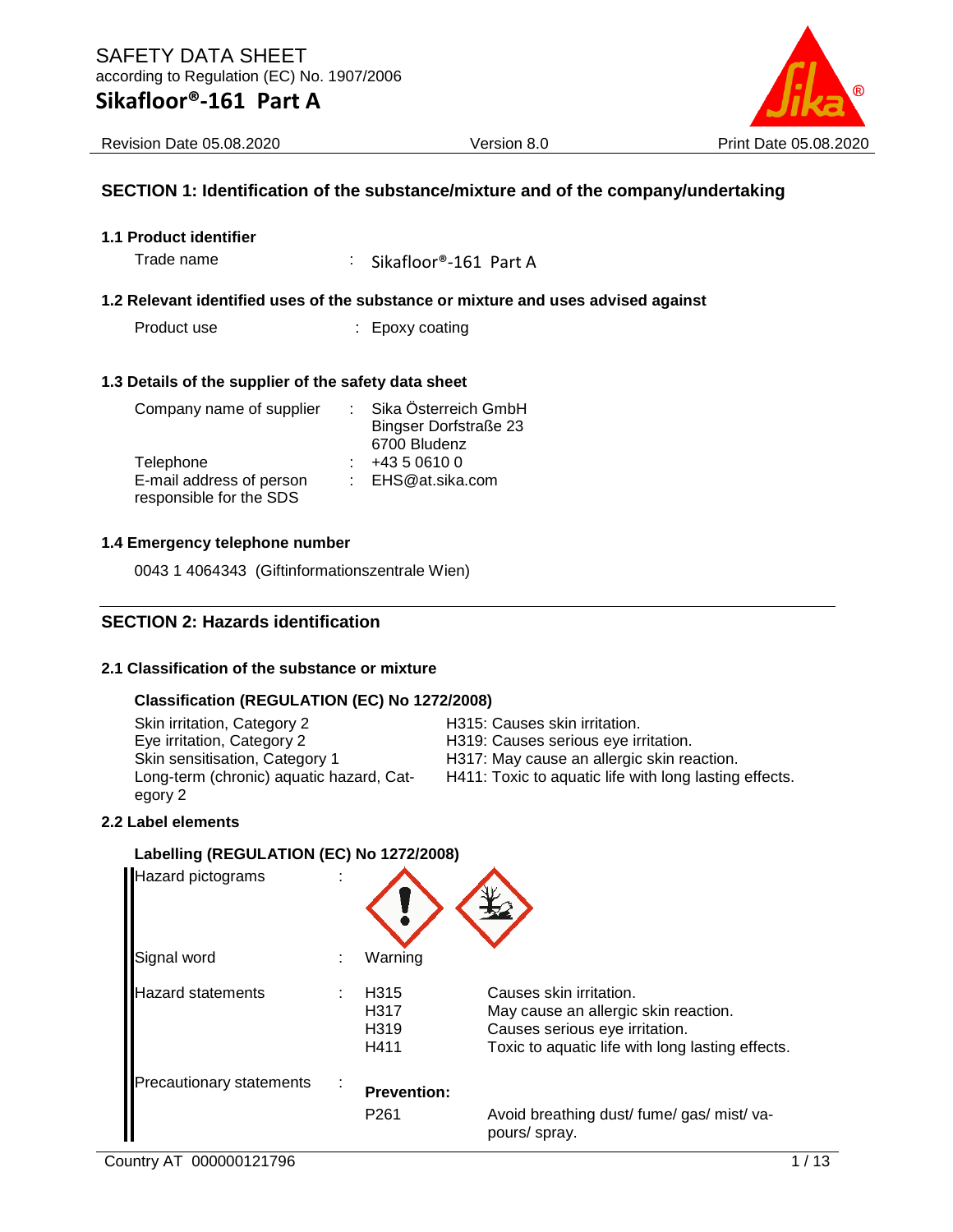# SAFETY DATA SHEET

according to Regulation (EC) No. 1907/2006

## Sikafloor®-161 Part A

Revision Date 05.08.2020 | Version 8.0 | Print Date 05.08.2020

## SECTION 1: Identification of the substance/mixture and of the company/undertaking

### 1.1 Product identifier

Trade name : Sikafloor®-161 Part A

### 1.2 Relevant identified uses of the substance or mixture and uses advised against

Product use : Epoxy coating

### 1.3 Details of the supplier of the safety data sheet

| | | |
|---|---|---|
| Company name of supplier | : | Sika Österreich GmbH<br>Bingser Dorfstraße 23<br>6700 Bludenz |
| Telephone | : | +43 5 0610 0 |
| E-mail address of person responsible for the SDS | : | EHS@at.sika.com |

### 1.4 Emergency telephone number

0043 1 4064343 (Giftinformationszentrale Wien)

## SECTION 2: Hazards identification

### 2.1 Classification of the substance or mixture

**Classification (REGULATION (EC) No 1272/2008)**

| | |
|---|---|
| Skin irritation, Category 2 | H315: Causes skin irritation. |
| Eye irritation, Category 2 | H319: Causes serious eye irritation. |
| Skin sensitisation, Category 1 | H317: May cause an allergic skin reaction. |
| Long-term (chronic) aquatic hazard, Category 2 | H411: Toxic to aquatic life with long lasting effects. |

### 2.2 Label elements

**Labelling (REGULATION (EC) No 1272/2008)**

Hazard pictograms :

Signal word : Warning

| | | | |
|---|---|---|---|
| Hazard statements | : | H315 | Causes skin irritation. |
| | | H317 | May cause an allergic skin reaction. |
| | | H319 | Causes serious eye irritation. |
| | | H411 | Toxic to aquatic life with long lasting effects. |
| Precautionary statements | : | **Prevention:** | |
| | | P261 | Avoid breathing dust/ fume/ gas/ mist/ vapours/ spray. |

Country AT 000000121796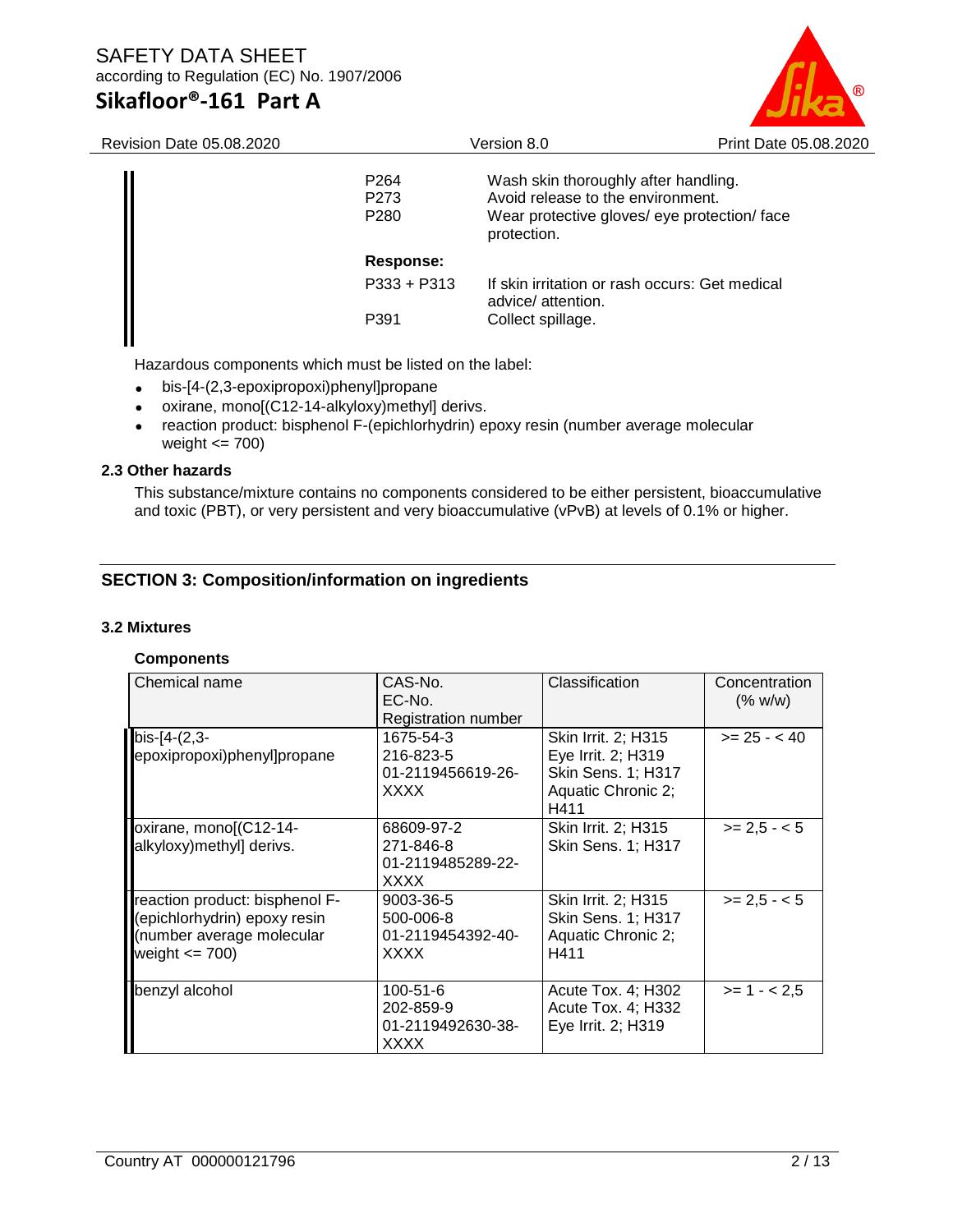| | |
|---|---|
| P264 | Wash skin thoroughly after handling. |
| P273 | Avoid release to the environment. |
| P280 | Wear protective gloves/ eye protection/ face protection. |

**Response:**

| | |
|---|---|
| P333 + P313 | If skin irritation or rash occurs: Get medical advice/ attention. |
| P391 | Collect spillage. |

Hazardous components which must be listed on the label:

- bis-[4-(2,3-epoxipropoxi)phenyl]propane
- oxirane, mono[(C12-14-alkyloxy)methyl] derivs.
- reaction product: bisphenol F-(epichlorhydrin) epoxy resin (number average molecular weight <= 700)

### 2.3 Other hazards

This substance/mixture contains no components considered to be either persistent, bioaccumulative and toxic (PBT), or very persistent and very bioaccumulative (vPvB) at levels of 0.1% or higher.

## SECTION 3: Composition/information on ingredients

### 3.2 Mixtures

**Components**

| Chemical name | CAS-No.<br>EC-No.<br>Registration number | Classification | Concentration (% w/w) |
|---|---|---|---|
| bis-[4-(2,3-epoxipropoxi)phenyl]propane | 1675-54-3<br>216-823-5<br>01-2119456619-26-XXXX | Skin Irrit. 2; H315<br>Eye Irrit. 2; H319<br>Skin Sens. 1; H317<br>Aquatic Chronic 2; H411 | >= 25 - < 40 |
| oxirane, mono[(C12-14-alkyloxy)methyl] derivs. | 68609-97-2<br>271-846-8<br>01-2119485289-22-XXXX | Skin Irrit. 2; H315<br>Skin Sens. 1; H317 | >= 2,5 - < 5 |
| reaction product: bisphenol F-(epichlorhydrin) epoxy resin (number average molecular weight <= 700) | 9003-36-5<br>500-006-8<br>01-2119454392-40-XXXX | Skin Irrit. 2; H315<br>Skin Sens. 1; H317<br>Aquatic Chronic 2; H411 | >= 2,5 - < 5 |
| benzyl alcohol | 100-51-6<br>202-859-9<br>01-2119492630-38-XXXX | Acute Tox. 4; H302<br>Acute Tox. 4; H332<br>Eye Irrit. 2; H319 | >= 1 - < 2,5 |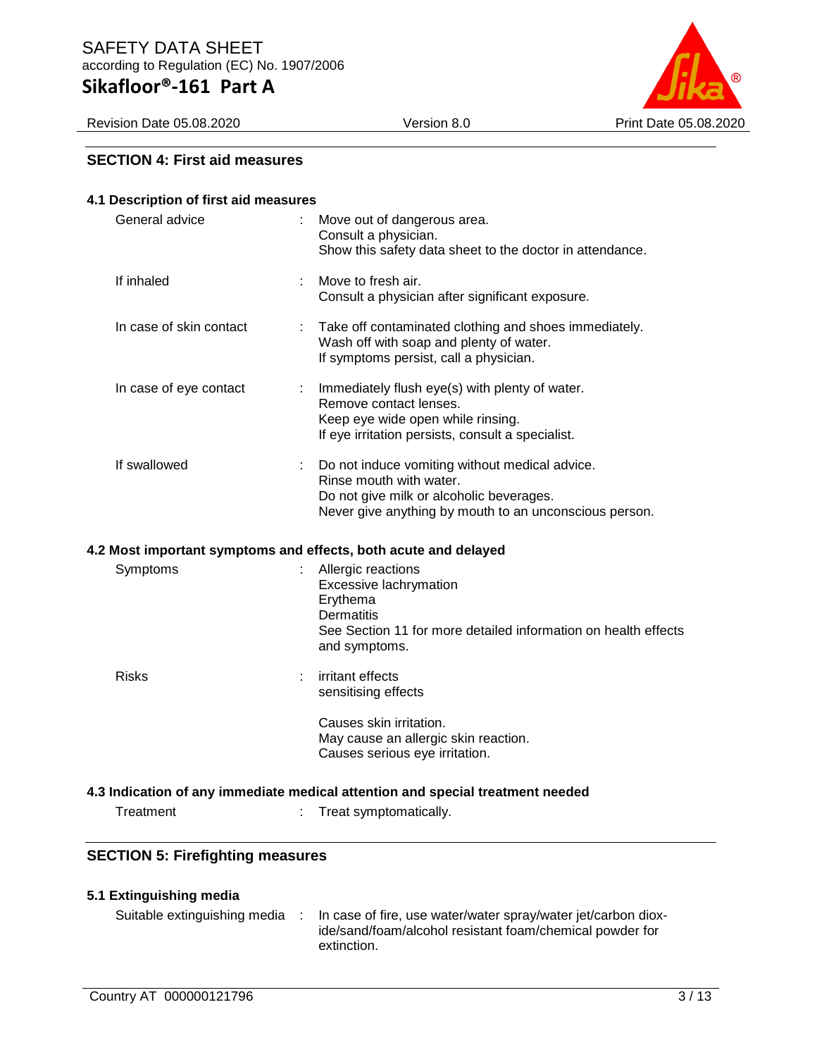## SECTION 4: First aid measures

### 4.1 Description of first aid measures

| | | |
|---|---|---|
| General advice | : | Move out of dangerous area.<br>Consult a physician.<br>Show this safety data sheet to the doctor in attendance. |
| If inhaled | : | Move to fresh air.<br>Consult a physician after significant exposure. |
| In case of skin contact | : | Take off contaminated clothing and shoes immediately.<br>Wash off with soap and plenty of water.<br>If symptoms persist, call a physician. |
| In case of eye contact | : | Immediately flush eye(s) with plenty of water.<br>Remove contact lenses.<br>Keep eye wide open while rinsing.<br>If eye irritation persists, consult a specialist. |
| If swallowed | : | Do not induce vomiting without medical advice.<br>Rinse mouth with water.<br>Do not give milk or alcoholic beverages.<br>Never give anything by mouth to an unconscious person. |

### 4.2 Most important symptoms and effects, both acute and delayed

| | | |
|---|---|---|
| Symptoms | : | Allergic reactions<br>Excessive lachrymation<br>Erythema<br>Dermatitis<br>See Section 11 for more detailed information on health effects and symptoms. |
| Risks | : | irritant effects<br>sensitising effects<br><br>Causes skin irritation.<br>May cause an allergic skin reaction.<br>Causes serious eye irritation. |

### 4.3 Indication of any immediate medical attention and special treatment needed

| | | |
|---|---|---|
| Treatment | : | Treat symptomatically. |

## SECTION 5: Firefighting measures

### 5.1 Extinguishing media

| | | |
|---|---|---|
| Suitable extinguishing media | : | In case of fire, use water/water spray/water jet/carbon dioxide/sand/foam/alcohol resistant foam/chemical powder for extinction. |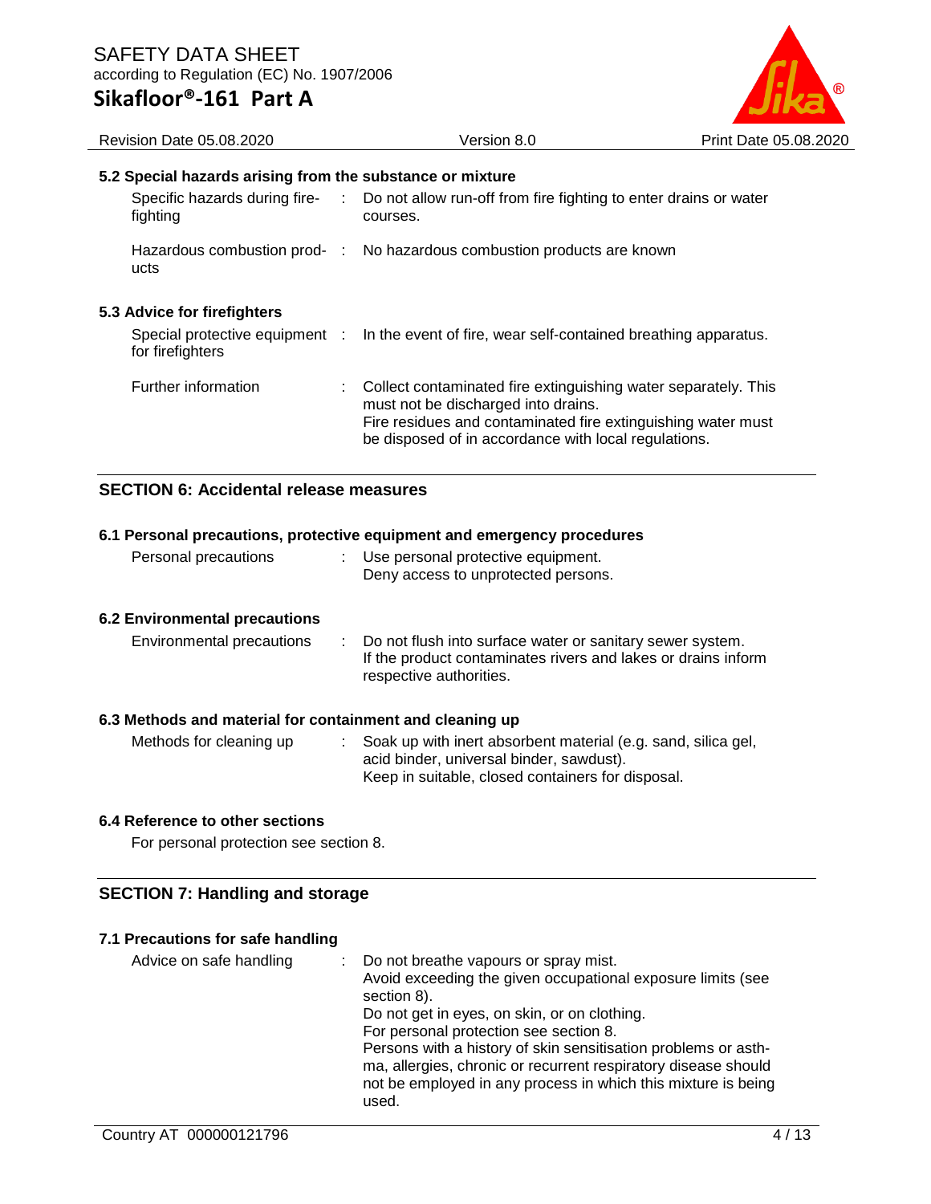### 5.2 Special hazards arising from the substance or mixture

Specific hazards during fire-fighting : Do not allow run-off from fire fighting to enter drains or water courses.

Hazardous combustion products : No hazardous combustion products are known

### 5.3 Advice for firefighters

Special protective equipment for firefighters : In the event of fire, wear self-contained breathing apparatus.

Further information : Collect contaminated fire extinguishing water separately. This must not be discharged into drains.
Fire residues and contaminated fire extinguishing water must be disposed of in accordance with local regulations.

## SECTION 6: Accidental release measures

### 6.1 Personal precautions, protective equipment and emergency procedures

Personal precautions : Use personal protective equipment.
Deny access to unprotected persons.

### 6.2 Environmental precautions

Environmental precautions : Do not flush into surface water or sanitary sewer system.
If the product contaminates rivers and lakes or drains inform respective authorities.

### 6.3 Methods and material for containment and cleaning up

Methods for cleaning up : Soak up with inert absorbent material (e.g. sand, silica gel, acid binder, universal binder, sawdust).
Keep in suitable, closed containers for disposal.

### 6.4 Reference to other sections

For personal protection see section 8.

## SECTION 7: Handling and storage

### 7.1 Precautions for safe handling

Advice on safe handling : Do not breathe vapours or spray mist.
Avoid exceeding the given occupational exposure limits (see section 8).
Do not get in eyes, on skin, or on clothing.
For personal protection see section 8.
Persons with a history of skin sensitisation problems or asthma, allergies, chronic or recurrent respiratory disease should not be employed in any process in which this mixture is being used.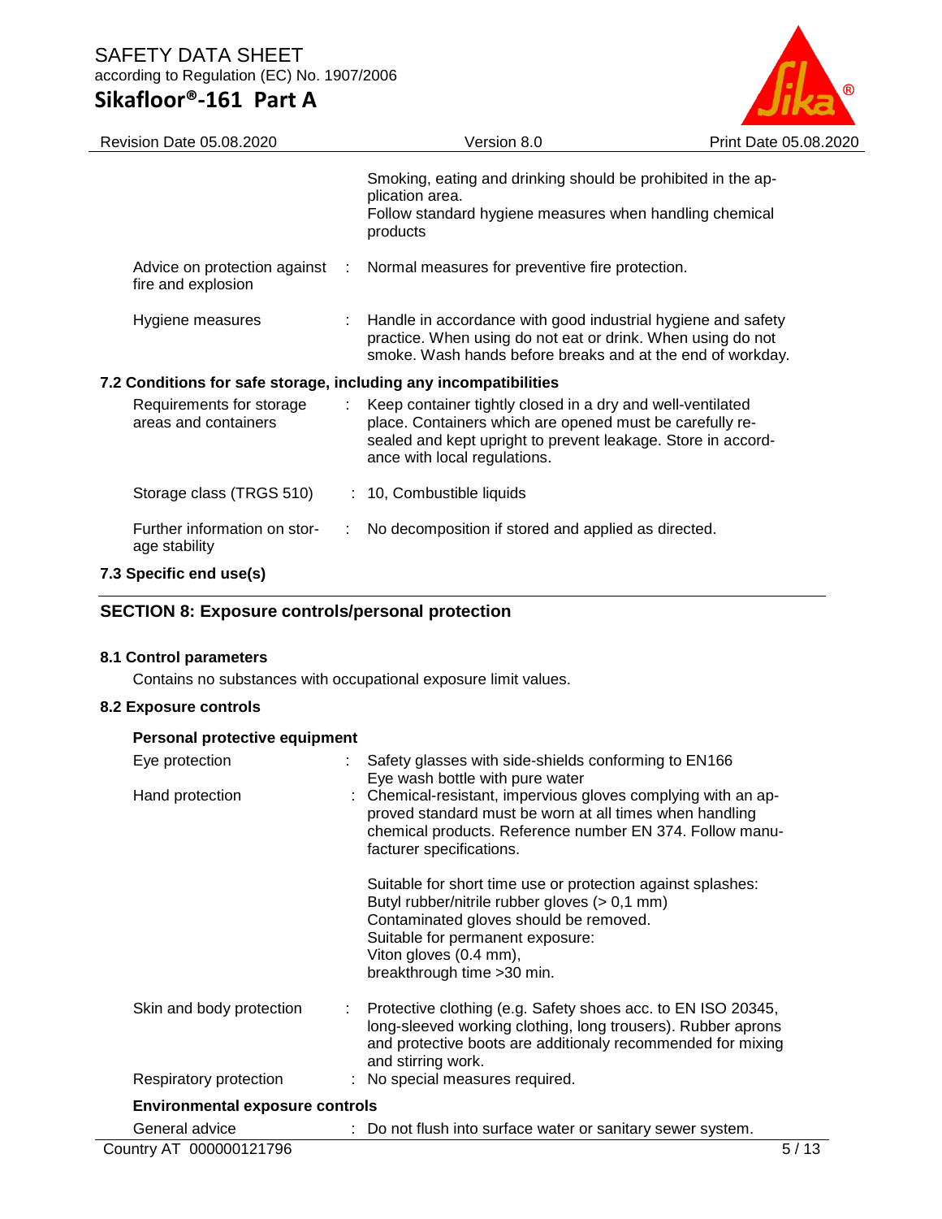Smoking, eating and drinking should be prohibited in the application area.
Follow standard hygiene measures when handling chemical products

| | |
|---|---|
| Advice on protection against fire and explosion | : Normal measures for preventive fire protection. |
| Hygiene measures | : Handle in accordance with good industrial hygiene and safety practice. When using do not eat or drink. When using do not smoke. Wash hands before breaks and at the end of workday. |

**7.2 Conditions for safe storage, including any incompatibilities**

| | |
|---|---|
| Requirements for storage areas and containers | : Keep container tightly closed in a dry and well-ventilated place. Containers which are opened must be carefully resealed and kept upright to prevent leakage. Store in accordance with local regulations. |
| Storage class (TRGS 510) | : 10, Combustible liquids |
| Further information on storage stability | : No decomposition if stored and applied as directed. |

**7.3 Specific end use(s)**

## SECTION 8: Exposure controls/personal protection

### 8.1 Control parameters

Contains no substances with occupational exposure limit values.

### 8.2 Exposure controls

**Personal protective equipment**

| | |
|---|---|
| Eye protection | : Safety glasses with side-shields conforming to EN166<br>Eye wash bottle with pure water |
| Hand protection | : Chemical-resistant, impervious gloves complying with an approved standard must be worn at all times when handling chemical products. Reference number EN 374. Follow manufacturer specifications.<br><br>Suitable for short time use or protection against splashes:<br>Butyl rubber/nitrile rubber gloves (> 0,1 mm)<br>Contaminated gloves should be removed.<br>Suitable for permanent exposure:<br>Viton gloves (0.4 mm),<br>breakthrough time >30 min. |
| Skin and body protection | : Protective clothing (e.g. Safety shoes acc. to EN ISO 20345, long-sleeved working clothing, long trousers). Rubber aprons and protective boots are additionaly recommended for mixing and stirring work. |
| Respiratory protection | : No special measures required. |

**Environmental exposure controls**

| | |
|---|---|
| General advice | : Do not flush into surface water or sanitary sewer system. |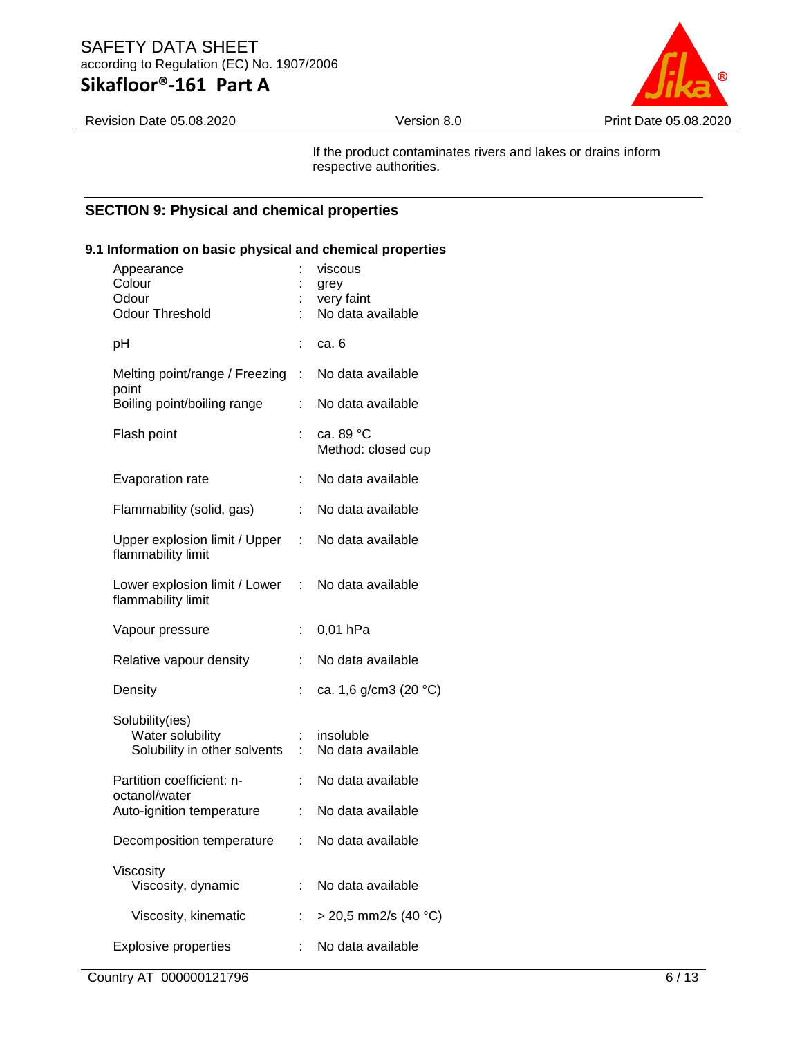If the product contaminates rivers and lakes or drains inform respective authorities.

## SECTION 9: Physical and chemical properties

### 9.1 Information on basic physical and chemical properties

| Property | | Value |
|---|---|---|
| Appearance | : | viscous |
| Colour | : | grey |
| Odour | : | very faint |
| Odour Threshold | : | No data available |
| pH | : | ca. 6 |
| Melting point/range / Freezing point | : | No data available |
| Boiling point/boiling range | : | No data available |
| Flash point | : | ca. 89 °C<br>Method: closed cup |
| Evaporation rate | : | No data available |
| Flammability (solid, gas) | : | No data available |
| Upper explosion limit / Upper flammability limit | : | No data available |
| Lower explosion limit / Lower flammability limit | : | No data available |
| Vapour pressure | : | 0,01 hPa |
| Relative vapour density | : | No data available |
| Density | : | ca. 1,6 g/cm3 (20 °C) |
| Solubility(ies) | | |
| Water solubility | : | insoluble |
| Solubility in other solvents | : | No data available |
| Partition coefficient: n-octanol/water | : | No data available |
| Auto-ignition temperature | : | No data available |
| Decomposition temperature | : | No data available |
| Viscosity | | |
| Viscosity, dynamic | : | No data available |
| Viscosity, kinematic | : | > 20,5 mm2/s (40 °C) |
| Explosive properties | : | No data available |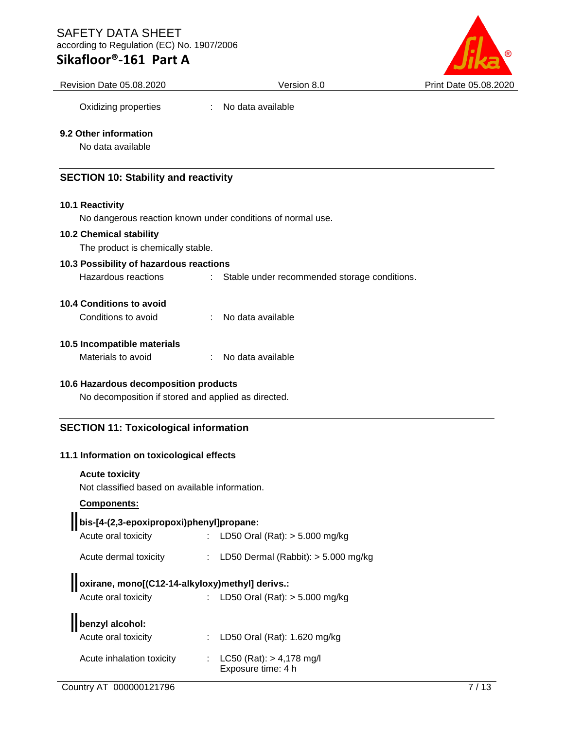| | | |
|---|---|---|
| Oxidizing properties | : | No data available |

### 9.2 Other information

No data available

## SECTION 10: Stability and reactivity

### 10.1 Reactivity

No dangerous reaction known under conditions of normal use.

### 10.2 Chemical stability

The product is chemically stable.

### 10.3 Possibility of hazardous reactions

| | | |
|---|---|---|
| Hazardous reactions | : | Stable under recommended storage conditions. |

### 10.4 Conditions to avoid

| | | |
|---|---|---|
| Conditions to avoid | : | No data available |

### 10.5 Incompatible materials

| | | |
|---|---|---|
| Materials to avoid | : | No data available |

### 10.6 Hazardous decomposition products

No decomposition if stored and applied as directed.

## SECTION 11: Toxicological information

### 11.1 Information on toxicological effects

**Acute toxicity**

Not classified based on available information.

**Components:**

**bis-[4-(2,3-epoxipropoxi)phenyl]propane:**

| | | |
|---|---|---|
| Acute oral toxicity | : | LD50 Oral (Rat): > 5.000 mg/kg |
| Acute dermal toxicity | : | LD50 Dermal (Rabbit): > 5.000 mg/kg |

**oxirane, mono[(C12-14-alkyloxy)methyl] derivs.:**

| | | |
|---|---|---|
| Acute oral toxicity | : | LD50 Oral (Rat): > 5.000 mg/kg |

**benzyl alcohol:**

| | | |
|---|---|---|
| Acute oral toxicity | : | LD50 Oral (Rat): 1.620 mg/kg |
| Acute inhalation toxicity | : | LC50 (Rat): > 4,178 mg/l<br>Exposure time: 4 h |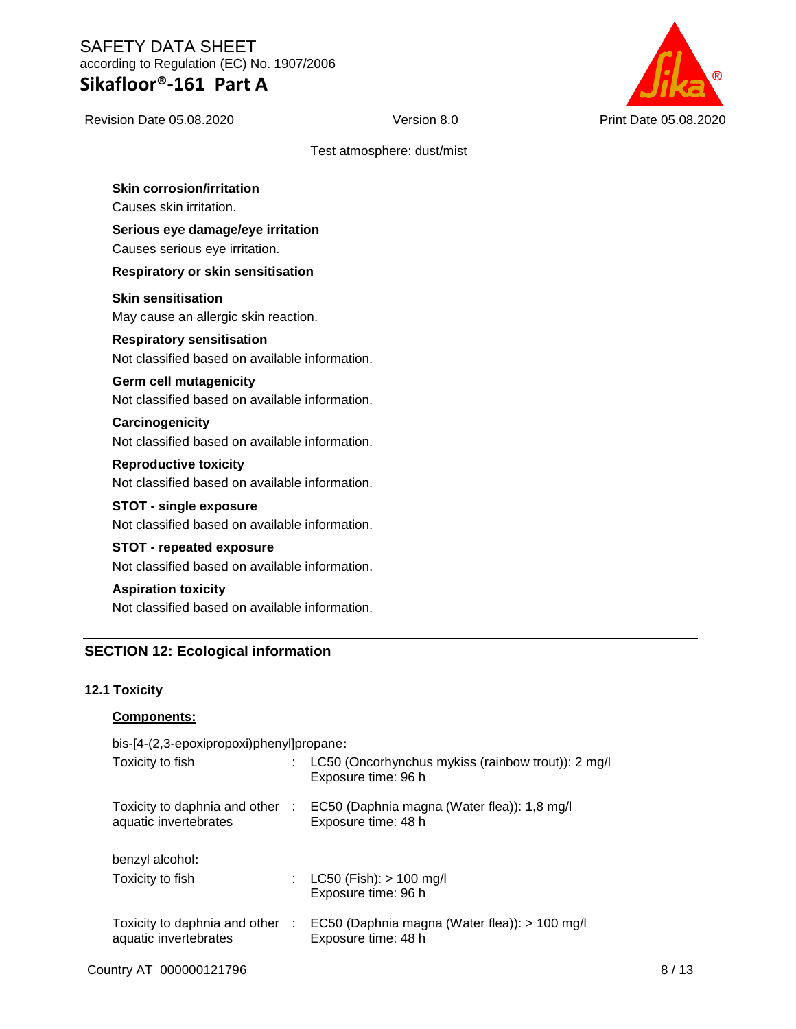Test atmosphere: dust/mist

**Skin corrosion/irritation**

Causes skin irritation.

**Serious eye damage/eye irritation**

Causes serious eye irritation.

**Respiratory or skin sensitisation**

**Skin sensitisation**

May cause an allergic skin reaction.

**Respiratory sensitisation**

Not classified based on available information.

**Germ cell mutagenicity**

Not classified based on available information.

**Carcinogenicity**

Not classified based on available information.

**Reproductive toxicity**

Not classified based on available information.

**STOT - single exposure**

Not classified based on available information.

**STOT - repeated exposure**

Not classified based on available information.

**Aspiration toxicity**

Not classified based on available information.

## SECTION 12: Ecological information

### 12.1 Toxicity

**Components:**

bis-[4-(2,3-epoxipropoxi)phenyl]propane**:**

| | | |
|---|---|---|
| Toxicity to fish | : | LC50 (Oncorhynchus mykiss (rainbow trout)): 2 mg/l<br>Exposure time: 96 h |
| Toxicity to daphnia and other aquatic invertebrates | : | EC50 (Daphnia magna (Water flea)): 1,8 mg/l<br>Exposure time: 48 h |

benzyl alcohol**:**

| | | |
|---|---|---|
| Toxicity to fish | : | LC50 (Fish): > 100 mg/l<br>Exposure time: 96 h |
| Toxicity to daphnia and other aquatic invertebrates | : | EC50 (Daphnia magna (Water flea)): > 100 mg/l<br>Exposure time: 48 h |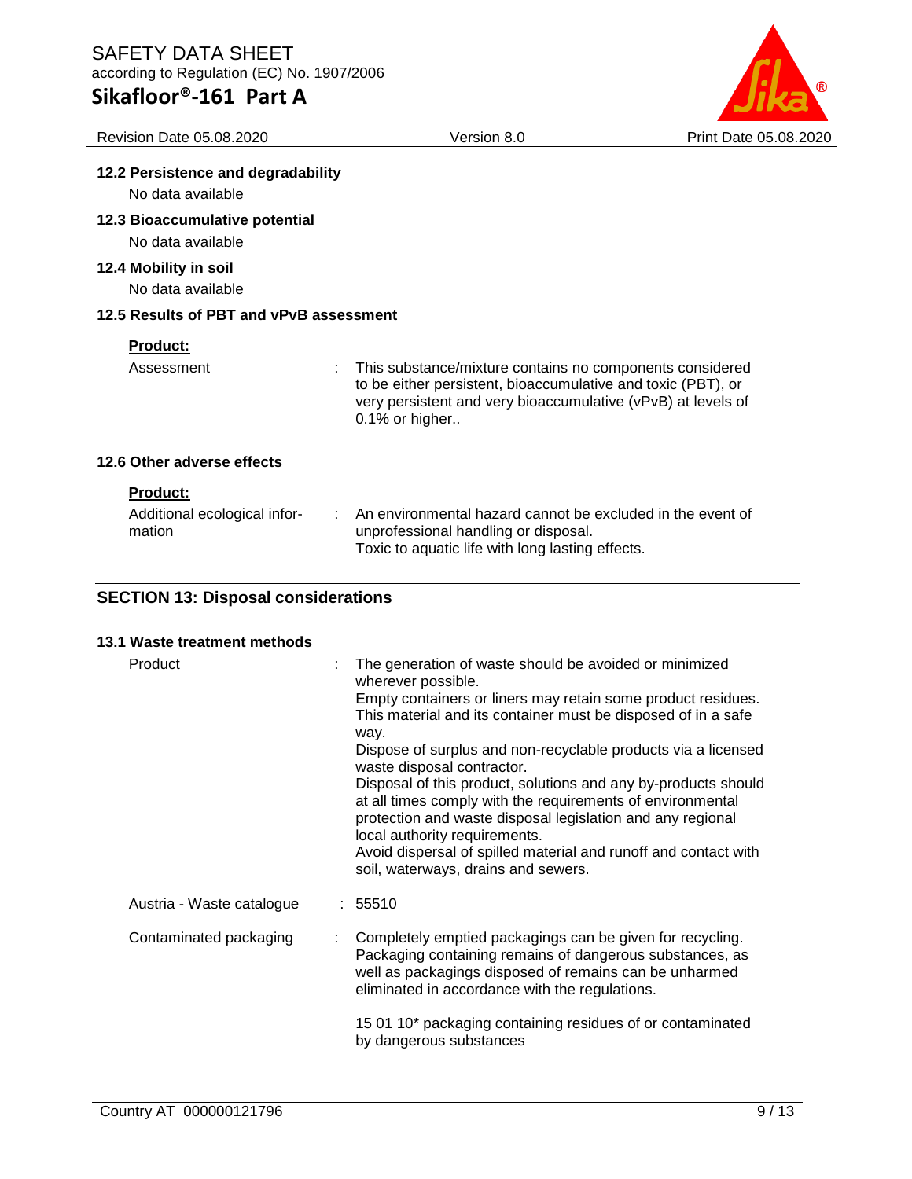### 12.2 Persistence and degradability

No data available

### 12.3 Bioaccumulative potential

No data available

### 12.4 Mobility in soil

No data available

### 12.5 Results of PBT and vPvB assessment

**Product:**

| | | |
|---|---|---|
| Assessment | : | This substance/mixture contains no components considered to be either persistent, bioaccumulative and toxic (PBT), or very persistent and very bioaccumulative (vPvB) at levels of 0.1% or higher.. |

### 12.6 Other adverse effects

**Product:**

| | | |
|---|---|---|
| Additional ecological information | : | An environmental hazard cannot be excluded in the event of unprofessional handling or disposal.<br>Toxic to aquatic life with long lasting effects. |

## SECTION 13: Disposal considerations

### 13.1 Waste treatment methods

| | | |
|---|---|---|
| Product | : | The generation of waste should be avoided or minimized wherever possible.<br>Empty containers or liners may retain some product residues.<br>This material and its container must be disposed of in a safe way.<br>Dispose of surplus and non-recyclable products via a licensed waste disposal contractor.<br>Disposal of this product, solutions and any by-products should at all times comply with the requirements of environmental protection and waste disposal legislation and any regional local authority requirements.<br>Avoid dispersal of spilled material and runoff and contact with soil, waterways, drains and sewers. |
| Austria - Waste catalogue | : | 55510 |
| Contaminated packaging | : | Completely emptied packagings can be given for recycling.<br>Packaging containing remains of dangerous substances, as well as packagings disposed of remains can be unharmed eliminated in accordance with the regulations.<br><br>15 01 10* packaging containing residues of or contaminated by dangerous substances |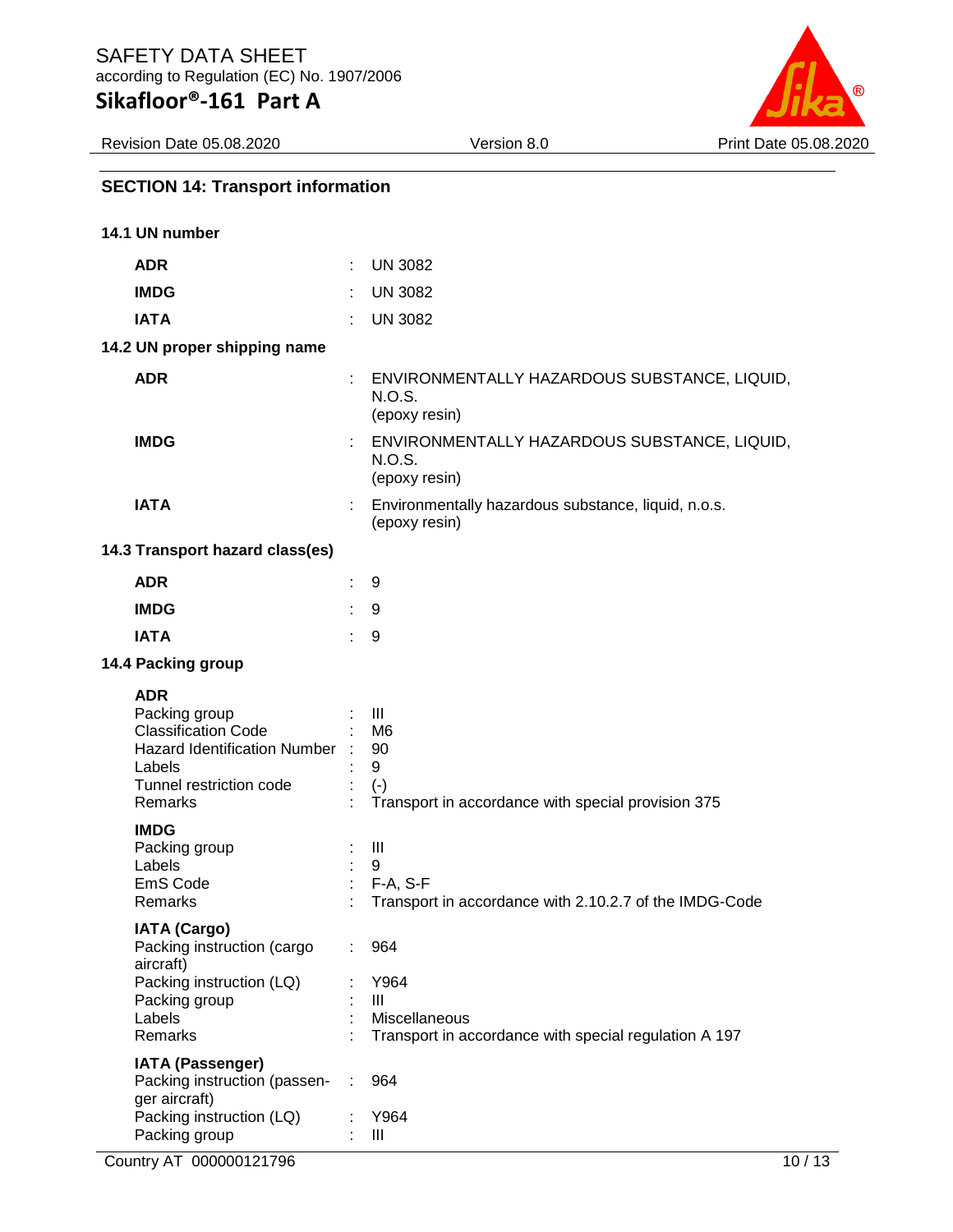## SECTION 14: Transport information

### 14.1 UN number

| | |
|---|---|
| **ADR** | UN 3082 |
| **IMDG** | UN 3082 |
| **IATA** | UN 3082 |

### 14.2 UN proper shipping name

| | |
|---|---|
| **ADR** | ENVIRONMENTALLY HAZARDOUS SUBSTANCE, LIQUID, N.O.S. (epoxy resin) |
| **IMDG** | ENVIRONMENTALLY HAZARDOUS SUBSTANCE, LIQUID, N.O.S. (epoxy resin) |
| **IATA** | Environmentally hazardous substance, liquid, n.o.s. (epoxy resin) |

### 14.3 Transport hazard class(es)

| | |
|---|---|
| **ADR** | 9 |
| **IMDG** | 9 |
| **IATA** | 9 |

### 14.4 Packing group

**ADR**

| | |
|---|---|
| Packing group | III |
| Classification Code | M6 |
| Hazard Identification Number | 90 |
| Labels | 9 |
| Tunnel restriction code | (-) |
| Remarks | Transport in accordance with special provision 375 |

**IMDG**

| | |
|---|---|
| Packing group | III |
| Labels | 9 |
| EmS Code | F-A, S-F |
| Remarks | Transport in accordance with 2.10.2.7 of the IMDG-Code |

**IATA (Cargo)**

| | |
|---|---|
| Packing instruction (cargo aircraft) | 964 |
| Packing instruction (LQ) | Y964 |
| Packing group | III |
| Labels | Miscellaneous |
| Remarks | Transport in accordance with special regulation A 197 |

**IATA (Passenger)**

| | |
|---|---|
| Packing instruction (passenger aircraft) | 964 |
| Packing instruction (LQ) | Y964 |
| Packing group | III |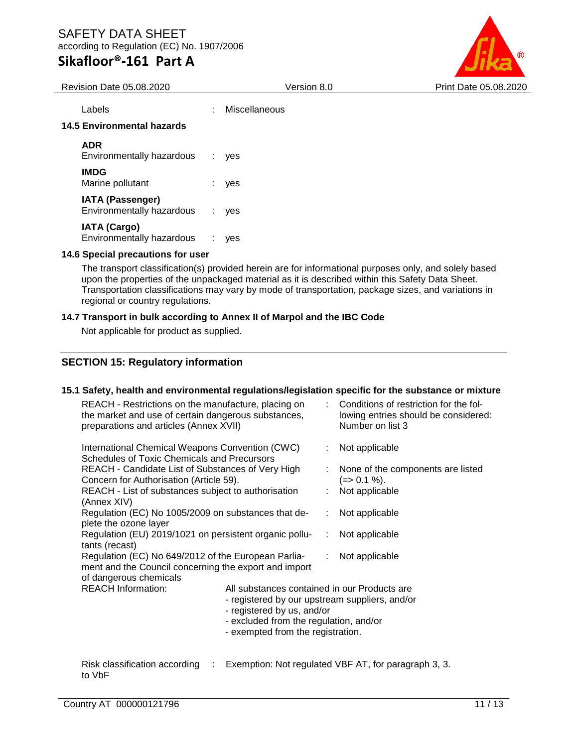Labels : Miscellaneous

**14.5 Environmental hazards**

**ADR**
Environmentally hazardous : yes

**IMDG**
Marine pollutant : yes

**IATA (Passenger)**
Environmentally hazardous : yes

**IATA (Cargo)**
Environmentally hazardous : yes

**14.6 Special precautions for user**

The transport classification(s) provided herein are for informational purposes only, and solely based upon the properties of the unpackaged material as it is described within this Safety Data Sheet. Transportation classifications may vary by mode of transportation, package sizes, and variations in regional or country regulations.

**14.7 Transport in bulk according to Annex II of Marpol and the IBC Code**

Not applicable for product as supplied.

## SECTION 15: Regulatory information

**15.1 Safety, health and environmental regulations/legislation specific for the substance or mixture**

REACH - Restrictions on the manufacture, placing on the market and use of certain dangerous substances, preparations and articles (Annex XVII) : Conditions of restriction for the following entries should be considered: Number on list 3

International Chemical Weapons Convention (CWC) Schedules of Toxic Chemicals and Precursors : Not applicable

REACH - Candidate List of Substances of Very High Concern for Authorisation (Article 59). : None of the components are listed (=> 0.1 %).

REACH - List of substances subject to authorisation (Annex XIV) : Not applicable

Regulation (EC) No 1005/2009 on substances that deplete the ozone layer : Not applicable

Regulation (EU) 2019/1021 on persistent organic pollutants (recast) : Not applicable

Regulation (EC) No 649/2012 of the European Parliament and the Council concerning the export and import of dangerous chemicals : Not applicable

REACH Information: All substances contained in our Products are
- registered by our upstream suppliers, and/or
- registered by us, and/or
- excluded from the regulation, and/or
- exempted from the registration.

Risk classification according to VbF : Exemption: Not regulated VBF AT, for paragraph 3, 3.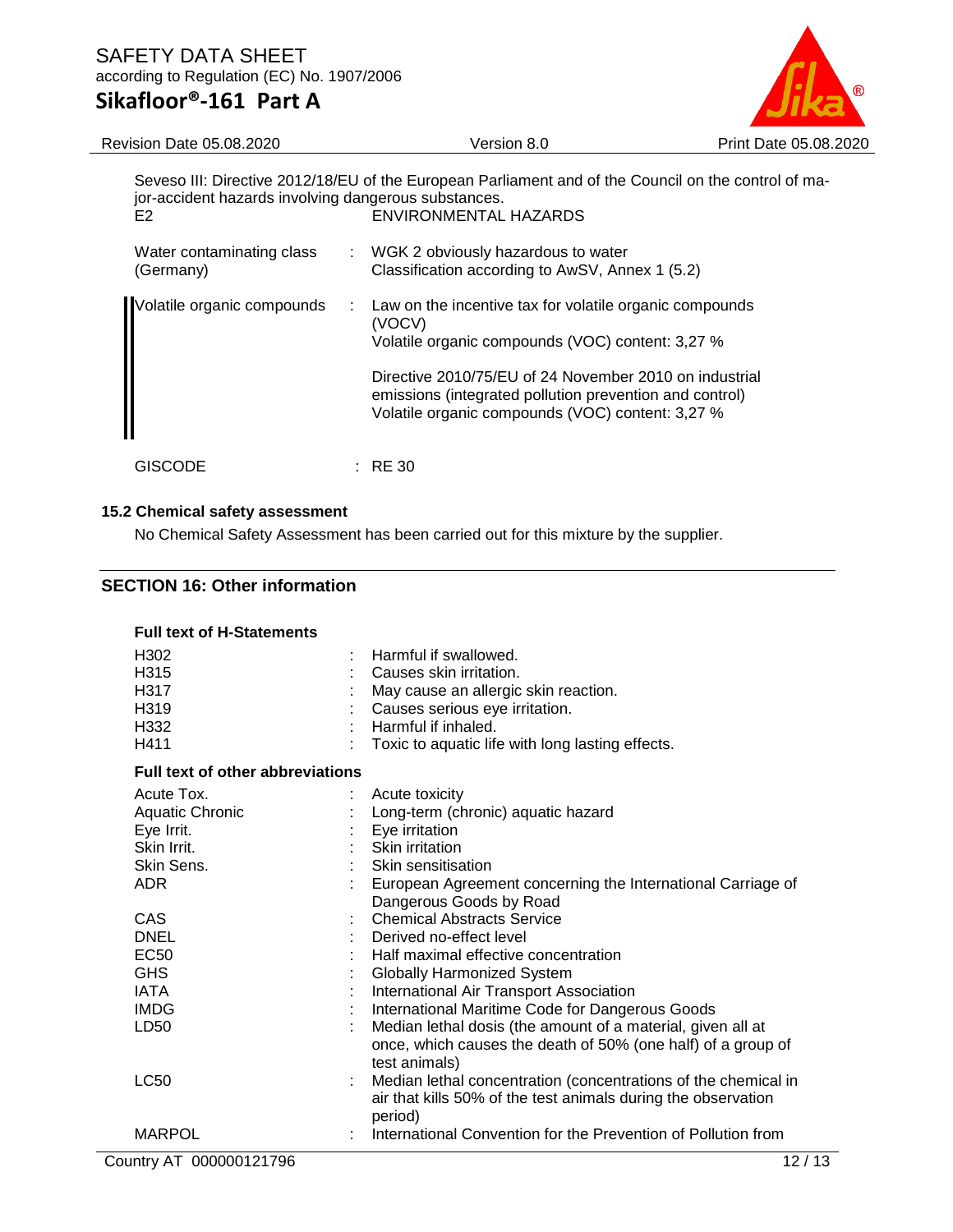Seveso III: Directive 2012/18/EU of the European Parliament and of the Council on the control of major-accident hazards involving dangerous substances.

| | |
|---|---|
| E2 | ENVIRONMENTAL HAZARDS |
| Water contaminating class (Germany) | : WGK 2 obviously hazardous to water<br>Classification according to AwSV, Annex 1 (5.2) |
| Volatile organic compounds | : Law on the incentive tax for volatile organic compounds (VOCV)<br>Volatile organic compounds (VOC) content: 3,27 %<br><br>Directive 2010/75/EU of 24 November 2010 on industrial emissions (integrated pollution prevention and control)<br>Volatile organic compounds (VOC) content: 3,27 % |
| GISCODE | : RE 30 |

### 15.2 Chemical safety assessment

No Chemical Safety Assessment has been carried out for this mixture by the supplier.

## SECTION 16: Other information

**Full text of H-Statements**

| | |
|---|---|
| H302 | : Harmful if swallowed. |
| H315 | : Causes skin irritation. |
| H317 | : May cause an allergic skin reaction. |
| H319 | : Causes serious eye irritation. |
| H332 | : Harmful if inhaled. |
| H411 | : Toxic to aquatic life with long lasting effects. |

**Full text of other abbreviations**

| | |
|---|---|
| Acute Tox. | : Acute toxicity |
| Aquatic Chronic | : Long-term (chronic) aquatic hazard |
| Eye Irrit. | : Eye irritation |
| Skin Irrit. | : Skin irritation |
| Skin Sens. | : Skin sensitisation |
| ADR | : European Agreement concerning the International Carriage of Dangerous Goods by Road |
| CAS | : Chemical Abstracts Service |
| DNEL | : Derived no-effect level |
| EC50 | : Half maximal effective concentration |
| GHS | : Globally Harmonized System |
| IATA | : International Air Transport Association |
| IMDG | : International Maritime Code for Dangerous Goods |
| LD50 | : Median lethal dosis (the amount of a material, given all at once, which causes the death of 50% (one half) of a group of test animals) |
| LC50 | : Median lethal concentration (concentrations of the chemical in air that kills 50% of the test animals during the observation period) |
| MARPOL | : International Convention for the Prevention of Pollution from |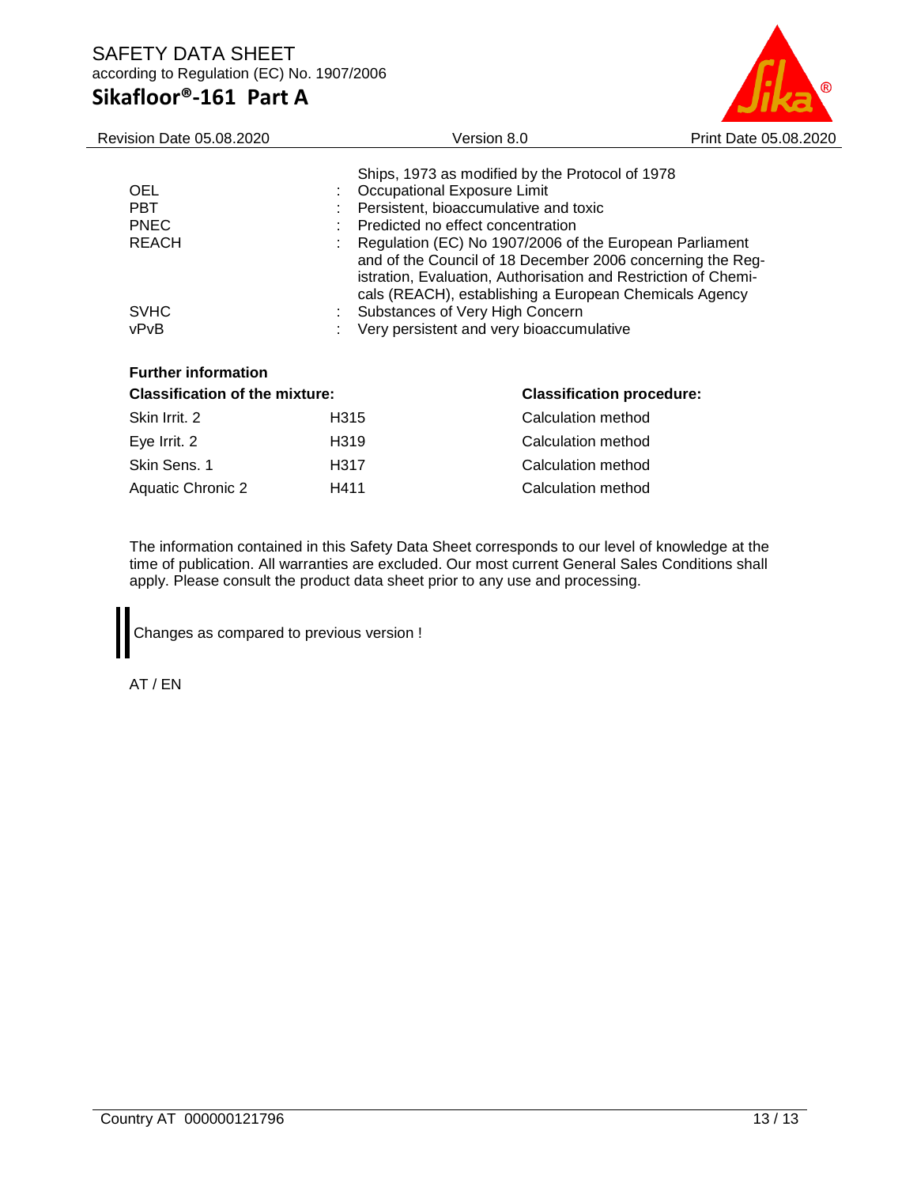| | | |
|---|---|---|
| | | Ships, 1973 as modified by the Protocol of 1978 |
| OEL | : | Occupational Exposure Limit |
| PBT | : | Persistent, bioaccumulative and toxic |
| PNEC | : | Predicted no effect concentration |
| REACH | : | Regulation (EC) No 1907/2006 of the European Parliament and of the Council of 18 December 2006 concerning the Registration, Evaluation, Authorisation and Restriction of Chemicals (REACH), establishing a European Chemicals Agency |
| SVHC | : | Substances of Very High Concern |
| vPvB | : | Very persistent and very bioaccumulative |

**Further information**

| **Classification of the mixture:** | | **Classification procedure:** |
|---|---|---|
| Skin Irrit. 2 | H315 | Calculation method |
| Eye Irrit. 2 | H319 | Calculation method |
| Skin Sens. 1 | H317 | Calculation method |
| Aquatic Chronic 2 | H411 | Calculation method |

The information contained in this Safety Data Sheet corresponds to our level of knowledge at the time of publication. All warranties are excluded. Our most current General Sales Conditions shall apply. Please consult the product data sheet prior to any use and processing.

Changes as compared to previous version !

AT / EN